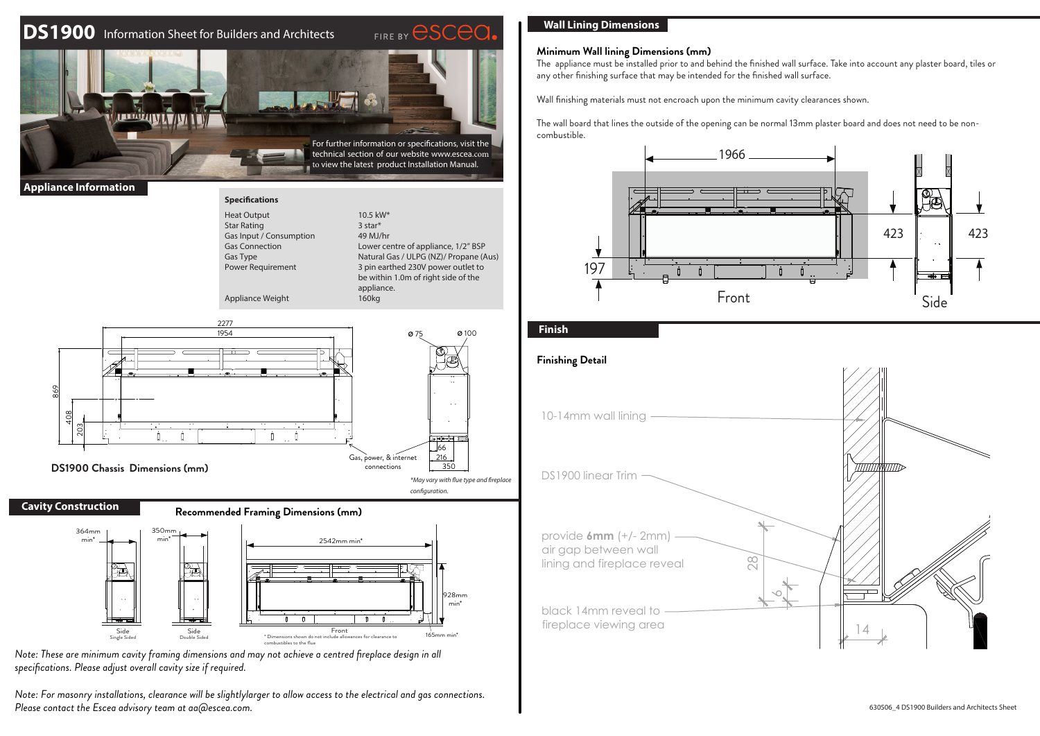# DS1900 Information Sheet for Builders and Architects

FIRE BY escea.

For further information or specifications, visit the technical section of our website www.escea.com to view the latest product Installation Manual.

## Appliance Information

### Specifications

| | |
|---|---|
| Heat Output | 10.5 kW* |
| Star Rating | 3 star* |
| Gas Input / Consumption | 49 MJ/hr |
| Gas Connection | Lower centre of appliance, 1/2" BSP |
| Gas Type | Natural Gas / ULPG (NZ)/ Propane (Aus) |
| Power Requirement | 3 pin earthed 230V power outlet to be within 1.0m of right side of the appliance. |
| Appliance Weight | 160kg |

2277
1954
869
408
203
ø 75
ø 100
Gas, power, & internet connections
66
216
350

**DS1900 Chassis Dimensions (mm)**

*May vary with flue type and fireplace configuration.*

## Cavity Construction

### Recommended Framing Dimensions (mm)

364mm min*
350mm min*
2542mm min*
928mm min*
165mm min*
Side
Single Sided
Side
Double Sided
Front

* Dimensions shown do not include allowances for clearance to combustibles to the flue

*Note: These are minimum cavity framing dimensions and may not achieve a centred fireplace design in all specifications. Please adjust overall cavity size if required.*

*Note: For masonry installations, clearance will be slightlylarger to allow access to the electrical and gas connections. Please contact the Escea advisory team at aa@escea.com.*

## Wall Lining Dimensions

### Minimum Wall lining Dimensions (mm)

The appliance must be installed prior to and behind the finished wall surface. Take into account any plaster board, tiles or any other finishing surface that may be intended for the finished wall surface.

Wall finishing materials must not encroach upon the minimum cavity clearances shown.

The wall board that lines the outside of the opening can be normal 13mm plaster board and does not need to be non-combustible.

1966
197
423
423
Front
Side

## Finish

### Finishing Detail

10-14mm wall lining
DS1900 linear Trim
provide **6mm** (+/- 2mm) air gap between wall lining and fireplace reveal
black 14mm reveal to fireplace viewing area
28
6
14

630506_4 DS1900 Builders and Architects Sheet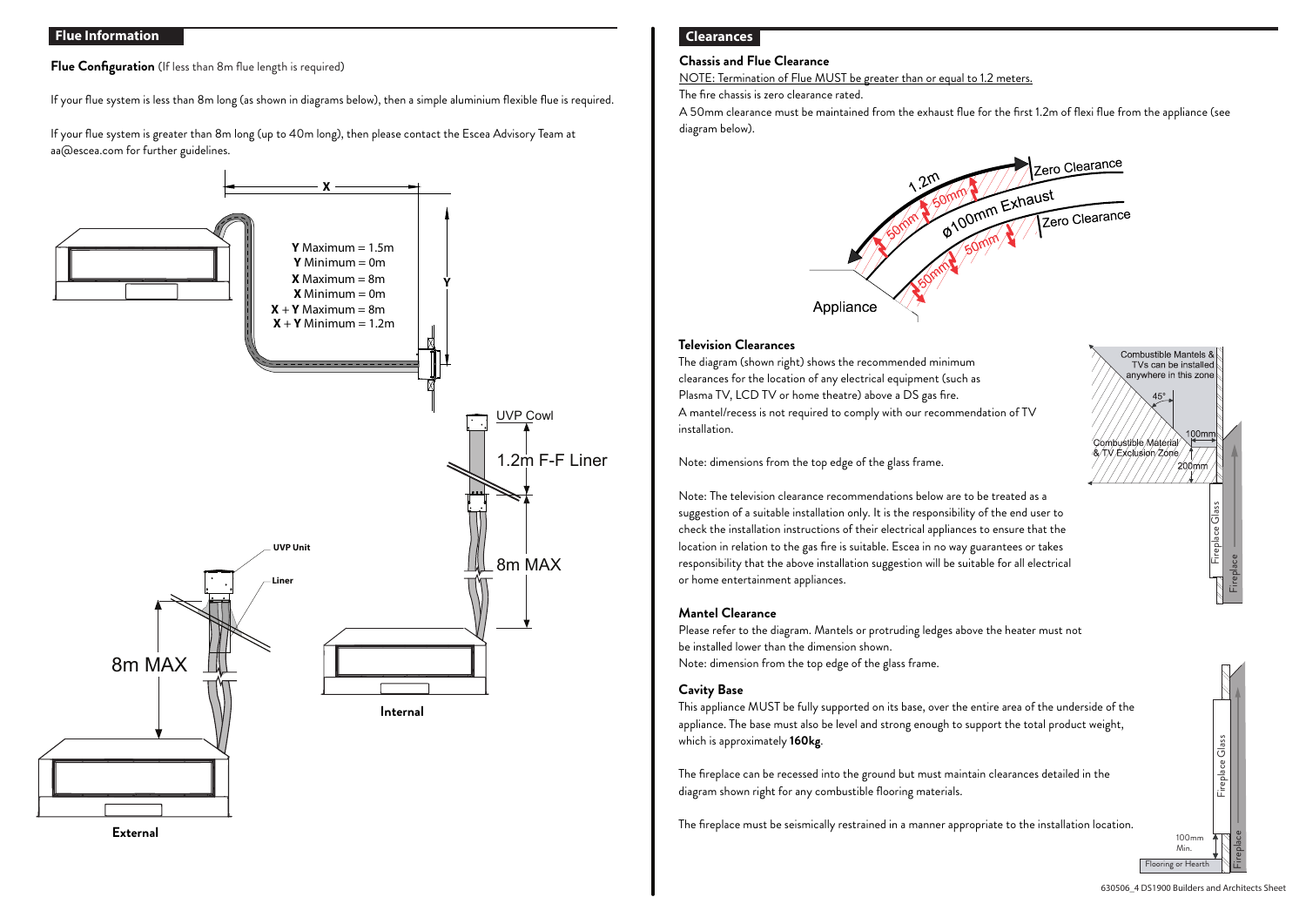## Flue Information

**Flue Configuration** (If less than 8m flue length is required)

If your flue system is less than 8m long (as shown in diagrams below), then a simple aluminium flexible flue is required.

If your flue system is greater than 8m long (up to 40m long), then please contact the Escea Advisory Team at aa@escea.com for further guidelines.

X

Y

**Y** Maximum = 1.5m
**Y** Minimum = 0m
**X** Maximum = 8m
**X** Minimum = 0m
**X** + **Y** Maximum = 8m
**X** + **Y** Minimum = 1.2m

UVP Cowl

1.2m F-F Liner

8m MAX

**UVP Unit**

**Liner**

8m MAX

**Internal**

**External**

## Clearances

### Chassis and Flue Clearance

NOTE: Termination of Flue MUST be greater than or equal to 1.2 meters.

The fire chassis is zero clearance rated.

A 50mm clearance must be maintained from the exhaust flue for the first 1.2m of flexi flue from the appliance (see diagram below).

1.2m

Zero Clearance

50mm

50mm

ø100mm Exhaust

Zero Clearance

50mm

50mm

50mm

Appliance

### Television Clearances

The diagram (shown right) shows the recommended minimum clearances for the location of any electrical equipment (such as Plasma TV, LCD TV or home theatre) above a DS gas fire.

A mantel/recess is not required to comply with our recommendation of TV installation.

Note: dimensions from the top edge of the glass frame.

Note: The television clearance recommendations below are to be treated as a suggestion of a suitable installation only. It is the responsibility of the end user to check the installation instructions of their electrical appliances to ensure that the location in relation to the gas fire is suitable. Escea in no way guarantees or takes responsibility that the above installation suggestion will be suitable for all electrical or home entertainment appliances.

Combustible Mantels & TVs can be installed anywhere in this zone

45°

100mm

Combustible Material & TV Exclusion Zone

200mm

Fireplace Glass

Fireplace

### Mantel Clearance

Please refer to the diagram. Mantels or protruding ledges above the heater must not be installed lower than the dimension shown.

Note: dimension from the top edge of the glass frame.

### Cavity Base

This appliance MUST be fully supported on its base, over the entire area of the underside of the appliance. The base must also be level and strong enough to support the total product weight, which is approximately **160kg**.

The fireplace can be recessed into the ground but must maintain clearances detailed in the diagram shown right for any combustible flooring materials.

The fireplace must be seismically restrained in a manner appropriate to the installation location.

Fireplace Glass

100mm Min.

Fireplace

Flooring or Hearth

630506_4 DS1900 Builders and Architects Sheet